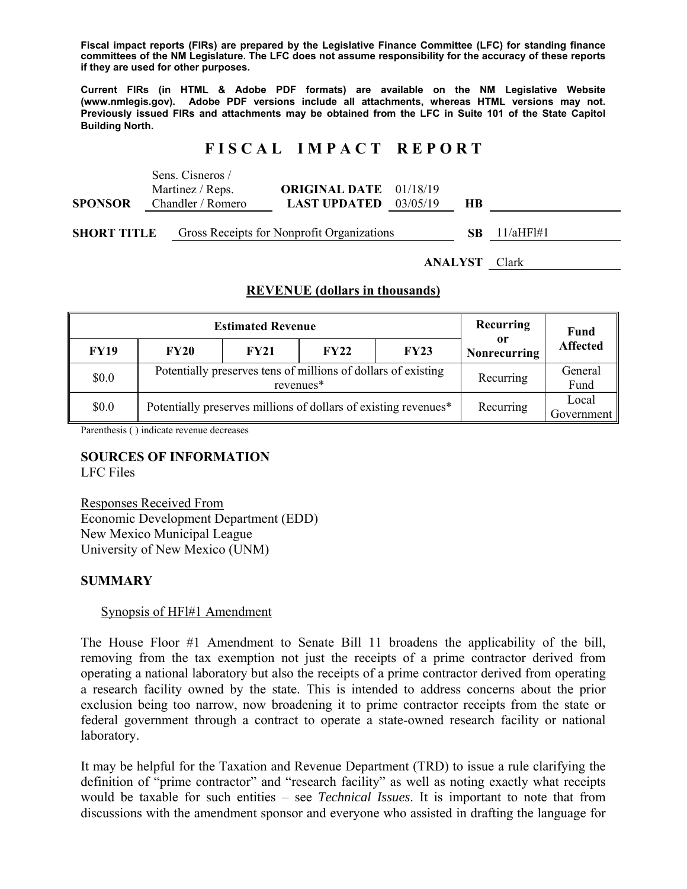**Fiscal impact reports (FIRs) are prepared by the Legislative Finance Committee (LFC) for standing finance committees of the NM Legislature. The LFC does not assume responsibility for the accuracy of these reports if they are used for other purposes.**

**Current FIRs (in HTML & Adobe PDF formats) are available on the NM Legislative Website (www.nmlegis.gov). Adobe PDF versions include all attachments, whereas HTML versions may not. Previously issued FIRs and attachments may be obtained from the LFC in Suite 101 of the State Capitol Building North.**

# F I S C A L   I M P A C T   R E P O R T

**SPONSOR** Sens. Cisneros / Martinez / Reps. Chandler / Romero

**ORIGINAL DATE** 01/18/19
**LAST UPDATED** 03/05/19

**HB**

**SHORT TITLE** Gross Receipts for Nonprofit Organizations

**SB** 11/aHFl#1

**ANALYST** Clark

## REVENUE (dollars in thousands)

| Estimated Revenue | | | | | Recurring or Nonrecurring | Fund Affected |
|---|---|---|---|---|---|---|
| **FY19** | **FY20** | **FY21** | **FY22** | **FY23** | | |
| $0.0 | Potentially preserves tens of millions of dollars of existing revenues* | | | | Recurring | General Fund |
| $0.0 | Potentially preserves millions of dollars of existing revenues* | | | | Recurring | Local Government |

Parenthesis ( ) indicate revenue decreases

**SOURCES OF INFORMATION**
LFC Files

Responses Received From
Economic Development Department (EDD)
New Mexico Municipal League
University of New Mexico (UNM)

**SUMMARY**

Synopsis of HFl#1 Amendment

The House Floor #1 Amendment to Senate Bill 11 broadens the applicability of the bill, removing from the tax exemption not just the receipts of a prime contractor derived from operating a national laboratory but also the receipts of a prime contractor derived from operating a research facility owned by the state. This is intended to address concerns about the prior exclusion being too narrow, now broadening it to prime contractor receipts from the state or federal government through a contract to operate a state-owned research facility or national laboratory.

It may be helpful for the Taxation and Revenue Department (TRD) to issue a rule clarifying the definition of "prime contractor" and "research facility" as well as noting exactly what receipts would be taxable for such entities – see *Technical Issues*. It is important to note that from discussions with the amendment sponsor and everyone who assisted in drafting the language for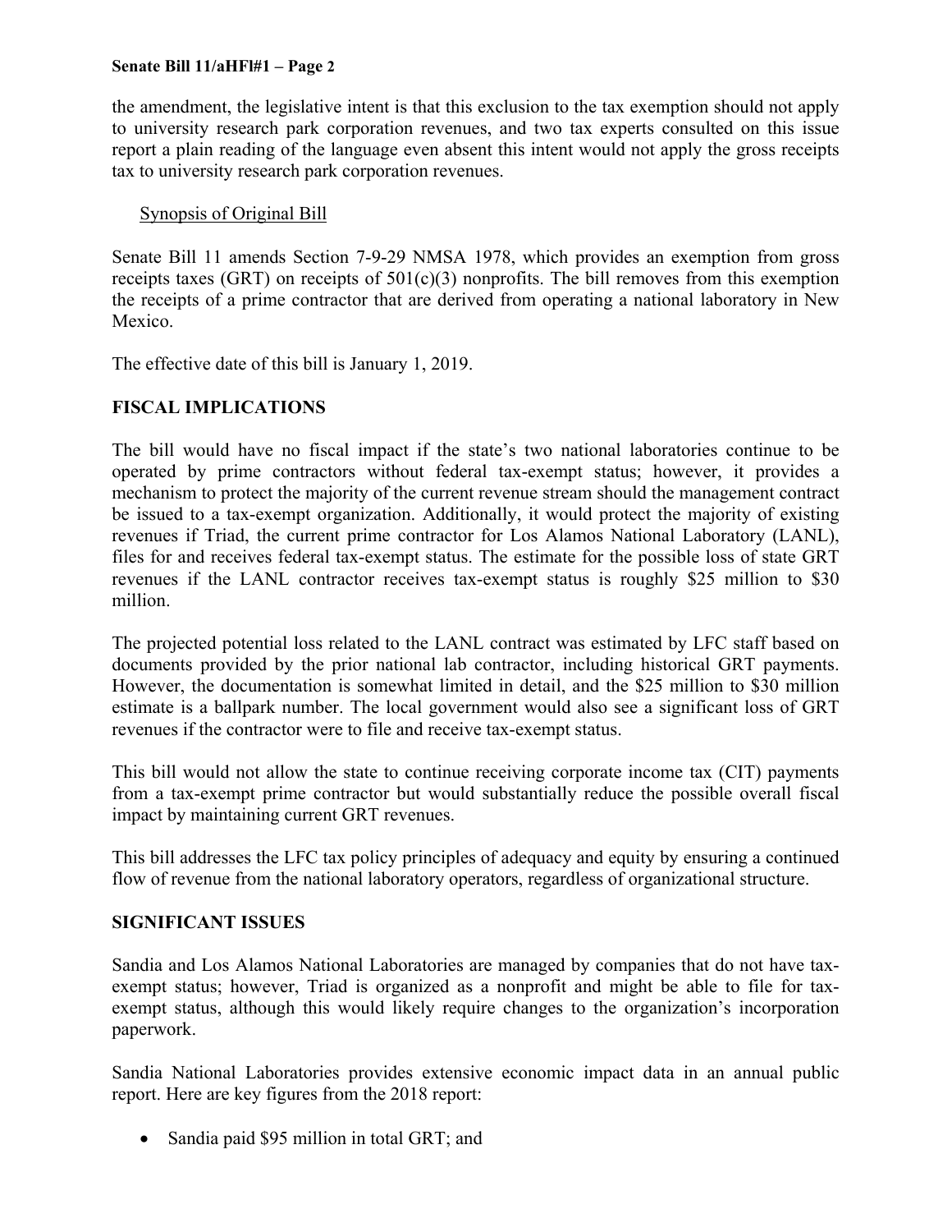the amendment, the legislative intent is that this exclusion to the tax exemption should not apply to university research park corporation revenues, and two tax experts consulted on this issue report a plain reading of the language even absent this intent would not apply the gross receipts tax to university research park corporation revenues.

Synopsis of Original Bill

Senate Bill 11 amends Section 7-9-29 NMSA 1978, which provides an exemption from gross receipts taxes (GRT) on receipts of 501(c)(3) nonprofits. The bill removes from this exemption the receipts of a prime contractor that are derived from operating a national laboratory in New Mexico.

The effective date of this bill is January 1, 2019.

## FISCAL IMPLICATIONS

The bill would have no fiscal impact if the state's two national laboratories continue to be operated by prime contractors without federal tax-exempt status; however, it provides a mechanism to protect the majority of the current revenue stream should the management contract be issued to a tax-exempt organization. Additionally, it would protect the majority of existing revenues if Triad, the current prime contractor for Los Alamos National Laboratory (LANL), files for and receives federal tax-exempt status. The estimate for the possible loss of state GRT revenues if the LANL contractor receives tax-exempt status is roughly $25 million to $30 million.

The projected potential loss related to the LANL contract was estimated by LFC staff based on documents provided by the prior national lab contractor, including historical GRT payments. However, the documentation is somewhat limited in detail, and the $25 million to $30 million estimate is a ballpark number. The local government would also see a significant loss of GRT revenues if the contractor were to file and receive tax-exempt status.

This bill would not allow the state to continue receiving corporate income tax (CIT) payments from a tax-exempt prime contractor but would substantially reduce the possible overall fiscal impact by maintaining current GRT revenues.

This bill addresses the LFC tax policy principles of adequacy and equity by ensuring a continued flow of revenue from the national laboratory operators, regardless of organizational structure.

## SIGNIFICANT ISSUES

Sandia and Los Alamos National Laboratories are managed by companies that do not have tax-exempt status; however, Triad is organized as a nonprofit and might be able to file for tax-exempt status, although this would likely require changes to the organization's incorporation paperwork.

Sandia National Laboratories provides extensive economic impact data in an annual public report. Here are key figures from the 2018 report:

- Sandia paid $95 million in total GRT; and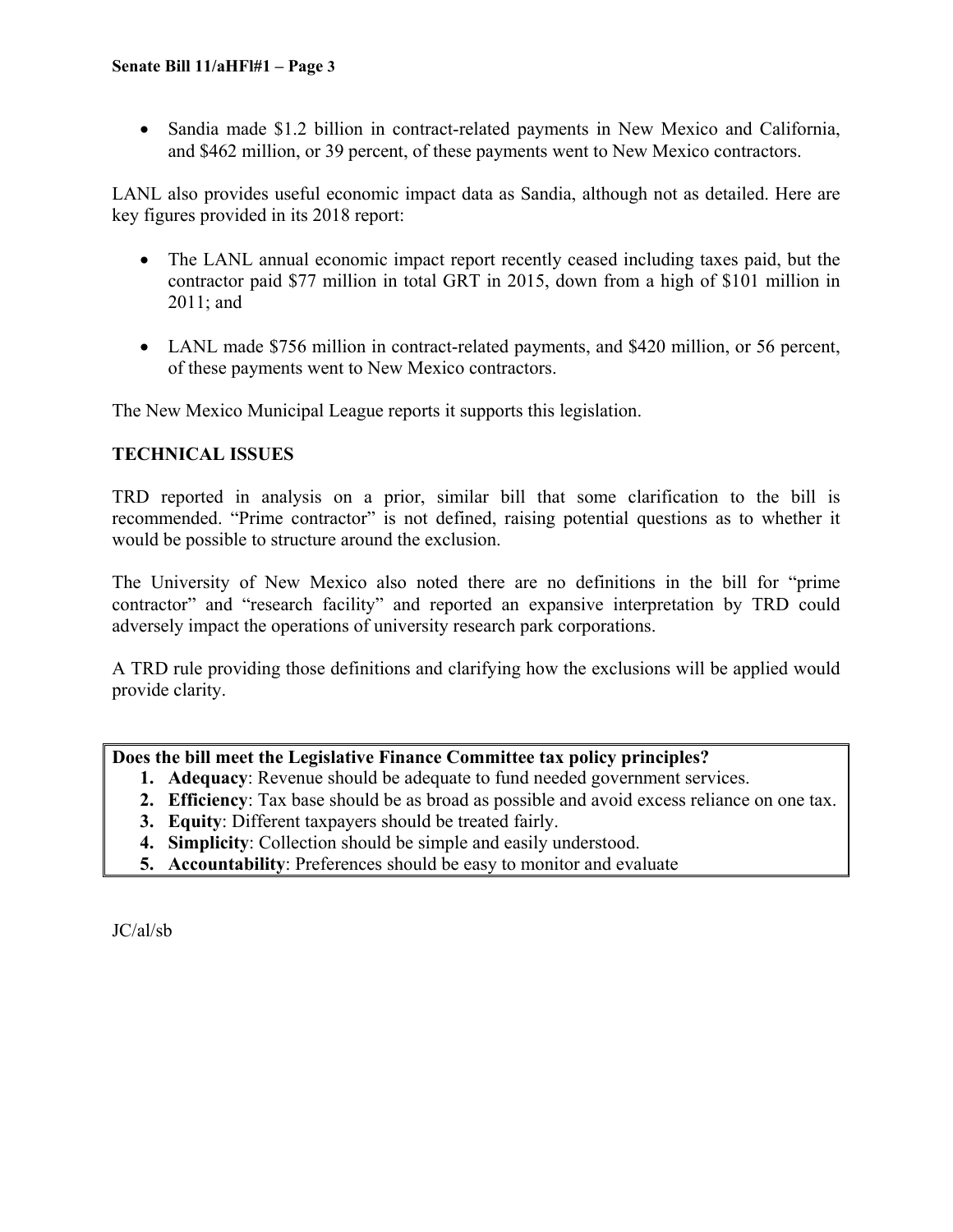- Sandia made $1.2 billion in contract-related payments in New Mexico and California, and $462 million, or 39 percent, of these payments went to New Mexico contractors.

LANL also provides useful economic impact data as Sandia, although not as detailed. Here are key figures provided in its 2018 report:

- The LANL annual economic impact report recently ceased including taxes paid, but the contractor paid $77 million in total GRT in 2015, down from a high of $101 million in 2011; and

- LANL made $756 million in contract-related payments, and $420 million, or 56 percent, of these payments went to New Mexico contractors.

The New Mexico Municipal League reports it supports this legislation.

## TECHNICAL ISSUES

TRD reported in analysis on a prior, similar bill that some clarification to the bill is recommended. "Prime contractor" is not defined, raising potential questions as to whether it would be possible to structure around the exclusion.

The University of New Mexico also noted there are no definitions in the bill for "prime contractor" and "research facility" and reported an expansive interpretation by TRD could adversely impact the operations of university research park corporations.

A TRD rule providing those definitions and clarifying how the exclusions will be applied would provide clarity.

**Does the bill meet the Legislative Finance Committee tax policy principles?**

1. **Adequacy**: Revenue should be adequate to fund needed government services.
2. **Efficiency**: Tax base should be as broad as possible and avoid excess reliance on one tax.
3. **Equity**: Different taxpayers should be treated fairly.
4. **Simplicity**: Collection should be simple and easily understood.
5. **Accountability**: Preferences should be easy to monitor and evaluate

JC/al/sb